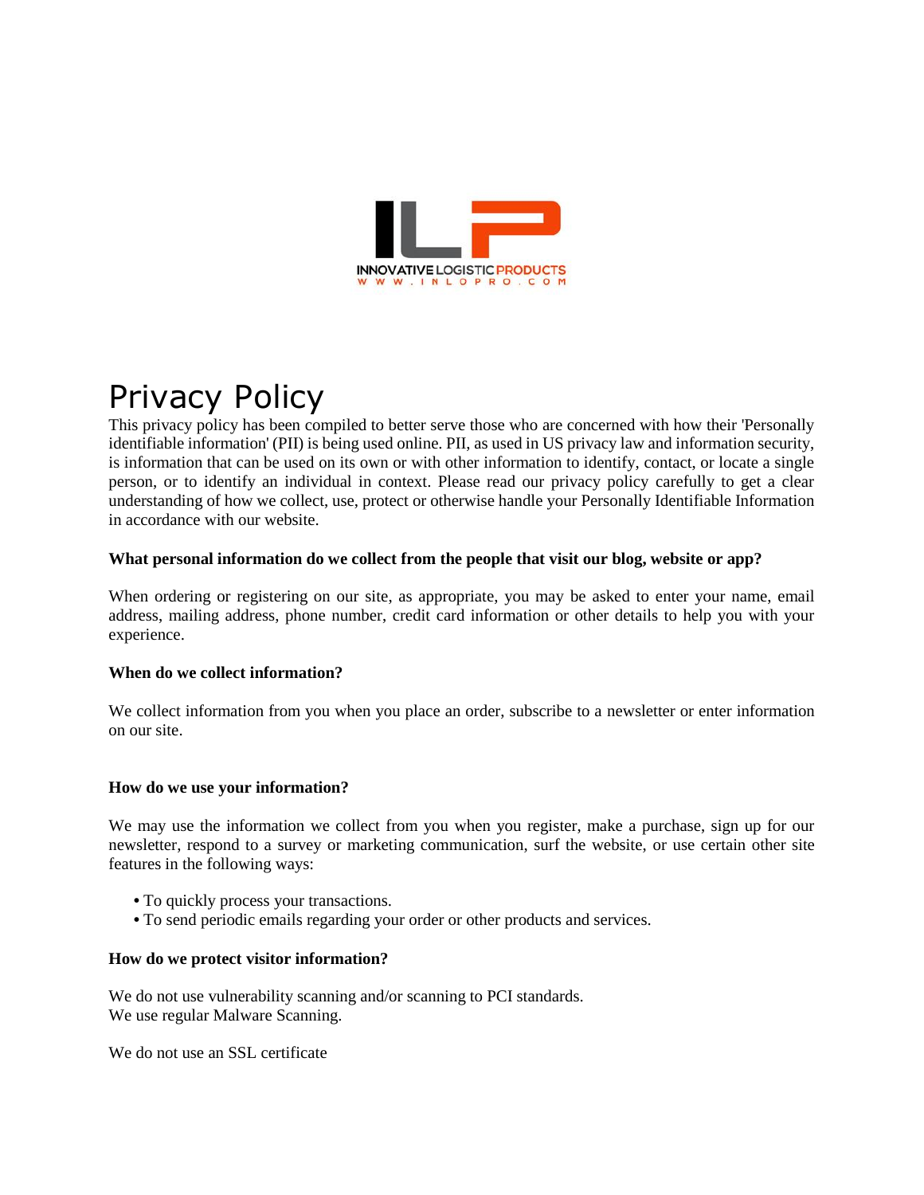# Privacy Policy

This privacy policy has been compiled to better serve those who are concerned with how their 'Personally identifiable information' (PII) is being used online. PII, as used in US privacy law and information security, is information that can be used on its own or with other information to identify, contact, or locate a single person, or to identify an individual in context. Please read our privacy policy carefully to get a clear understanding of how we collect, use, protect or otherwise handle your Personally Identifiable Information in accordance with our website.

**What personal information do we collect from the people that visit our blog, website or app?**

When ordering or registering on our site, as appropriate, you may be asked to enter your name, email address, mailing address, phone number, credit card information or other details to help you with your experience.

**When do we collect information?**

We collect information from you when you place an order, subscribe to a newsletter or enter information on our site.

**How do we use your information?**

We may use the information we collect from you when you register, make a purchase, sign up for our newsletter, respond to a survey or marketing communication, surf the website, or use certain other site features in the following ways:

- To quickly process your transactions.
- To send periodic emails regarding your order or other products and services.

**How do we protect visitor information?**

We do not use vulnerability scanning and/or scanning to PCI standards.
We use regular Malware Scanning.

We do not use an SSL certificate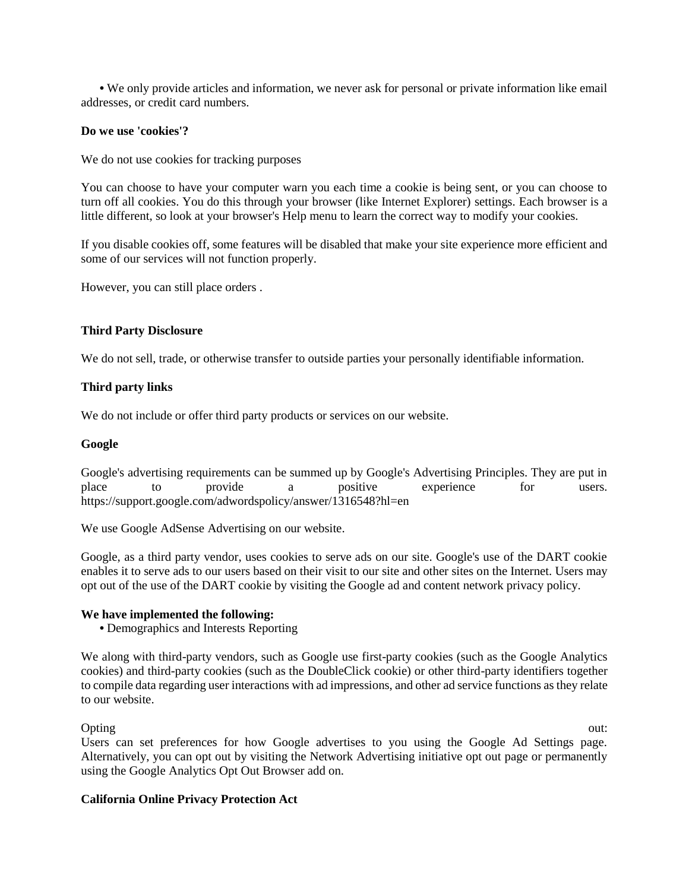- We only provide articles and information, we never ask for personal or private information like email addresses, or credit card numbers.

**Do we use 'cookies'?**

We do not use cookies for tracking purposes

You can choose to have your computer warn you each time a cookie is being sent, or you can choose to turn off all cookies. You do this through your browser (like Internet Explorer) settings. Each browser is a little different, so look at your browser's Help menu to learn the correct way to modify your cookies.

If you disable cookies off, some features will be disabled that make your site experience more efficient and some of our services will not function properly.

However, you can still place orders .

**Third Party Disclosure**

We do not sell, trade, or otherwise transfer to outside parties your personally identifiable information.

**Third party links**

We do not include or offer third party products or services on our website.

**Google**

Google's advertising requirements can be summed up by Google's Advertising Principles. They are put in place to provide a positive experience for users. https://support.google.com/adwordspolicy/answer/1316548?hl=en

We use Google AdSense Advertising on our website.

Google, as a third party vendor, uses cookies to serve ads on our site. Google's use of the DART cookie enables it to serve ads to our users based on their visit to our site and other sites on the Internet. Users may opt out of the use of the DART cookie by visiting the Google ad and content network privacy policy.

**We have implemented the following:**

- Demographics and Interests Reporting

We along with third-party vendors, such as Google use first-party cookies (such as the Google Analytics cookies) and third-party cookies (such as the DoubleClick cookie) or other third-party identifiers together to compile data regarding user interactions with ad impressions, and other ad service functions as they relate to our website.

Opting out:
Users can set preferences for how Google advertises to you using the Google Ad Settings page. Alternatively, you can opt out by visiting the Network Advertising initiative opt out page or permanently using the Google Analytics Opt Out Browser add on.

**California Online Privacy Protection Act**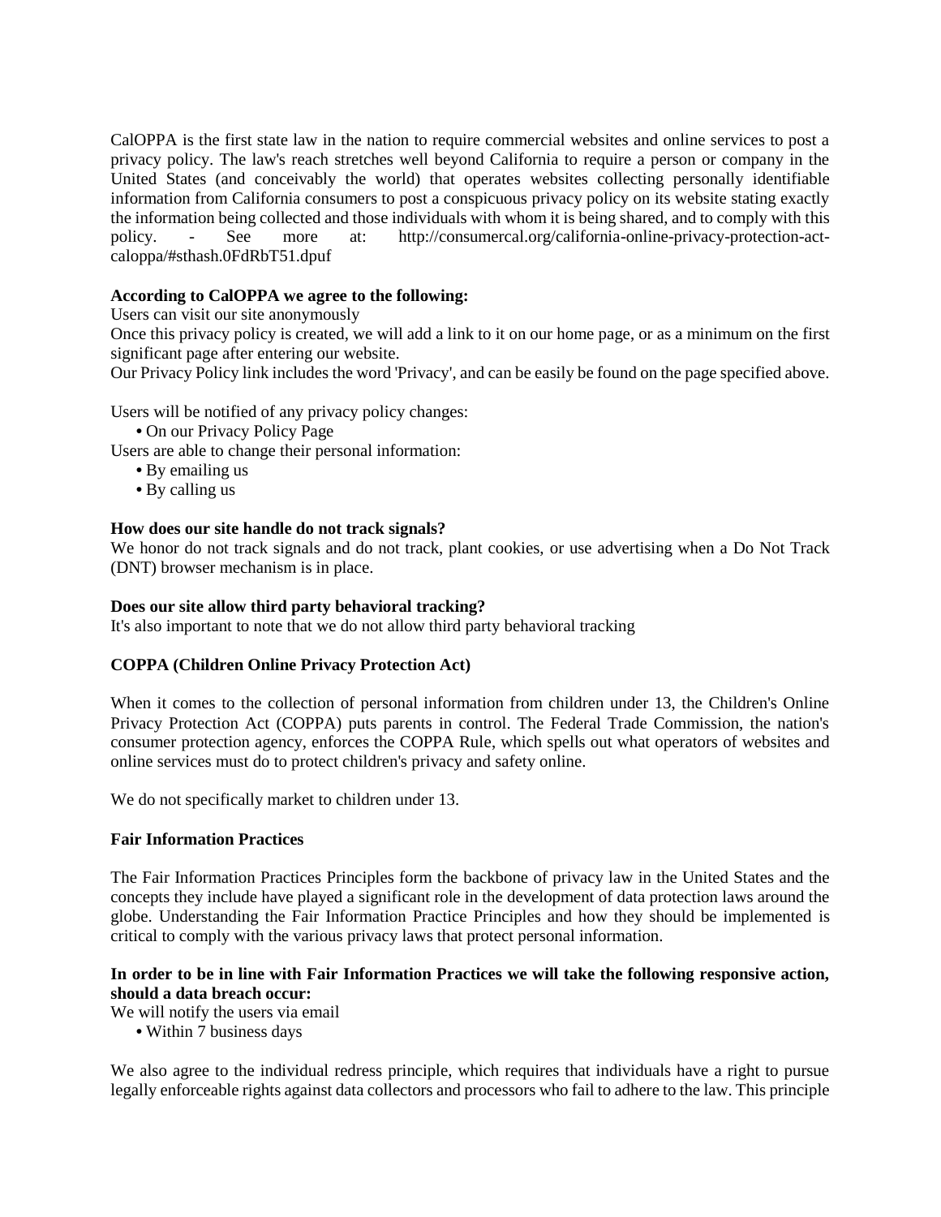CalOPPA is the first state law in the nation to require commercial websites and online services to post a privacy policy. The law's reach stretches well beyond California to require a person or company in the United States (and conceivably the world) that operates websites collecting personally identifiable information from California consumers to post a conspicuous privacy policy on its website stating exactly the information being collected and those individuals with whom it is being shared, and to comply with this policy. - See more at: http://consumercal.org/california-online-privacy-protection-act-caloppa/#sthash.0FdRbT51.dpuf

**According to CalOPPA we agree to the following:**

Users can visit our site anonymously

Once this privacy policy is created, we will add a link to it on our home page, or as a minimum on the first significant page after entering our website.

Our Privacy Policy link includes the word 'Privacy', and can be easily be found on the page specified above.

Users will be notified of any privacy policy changes:

- On our Privacy Policy Page

Users are able to change their personal information:

- By emailing us
- By calling us

**How does our site handle do not track signals?**

We honor do not track signals and do not track, plant cookies, or use advertising when a Do Not Track (DNT) browser mechanism is in place.

**Does our site allow third party behavioral tracking?**

It's also important to note that we do not allow third party behavioral tracking

**COPPA (Children Online Privacy Protection Act)**

When it comes to the collection of personal information from children under 13, the Children's Online Privacy Protection Act (COPPA) puts parents in control. The Federal Trade Commission, the nation's consumer protection agency, enforces the COPPA Rule, which spells out what operators of websites and online services must do to protect children's privacy and safety online.

We do not specifically market to children under 13.

**Fair Information Practices**

The Fair Information Practices Principles form the backbone of privacy law in the United States and the concepts they include have played a significant role in the development of data protection laws around the globe. Understanding the Fair Information Practice Principles and how they should be implemented is critical to comply with the various privacy laws that protect personal information.

**In order to be in line with Fair Information Practices we will take the following responsive action, should a data breach occur:**

We will notify the users via email

- Within 7 business days

We also agree to the individual redress principle, which requires that individuals have a right to pursue legally enforceable rights against data collectors and processors who fail to adhere to the law. This principle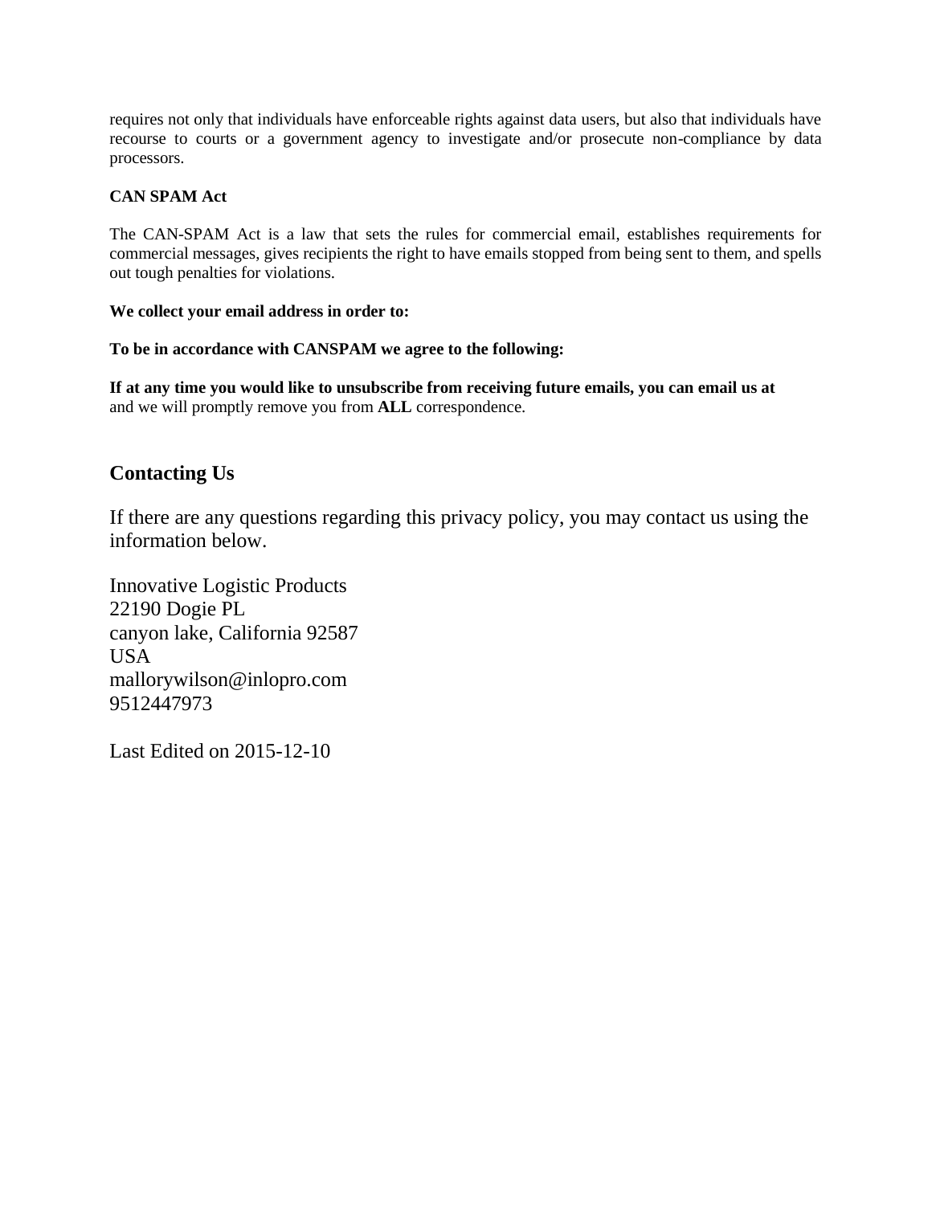requires not only that individuals have enforceable rights against data users, but also that individuals have recourse to courts or a government agency to investigate and/or prosecute non-compliance by data processors.

**CAN SPAM Act**

The CAN-SPAM Act is a law that sets the rules for commercial email, establishes requirements for commercial messages, gives recipients the right to have emails stopped from being sent to them, and spells out tough penalties for violations.

**We collect your email address in order to:**

**To be in accordance with CANSPAM we agree to the following:**

**If at any time you would like to unsubscribe from receiving future emails, you can email us at**
and we will promptly remove you from **ALL** correspondence.

## Contacting Us

If there are any questions regarding this privacy policy, you may contact us using the information below.

Innovative Logistic Products
22190 Dogie PL
canyon lake, California 92587
USA
mallorywilson@inlopro.com
9512447973

Last Edited on 2015-12-10